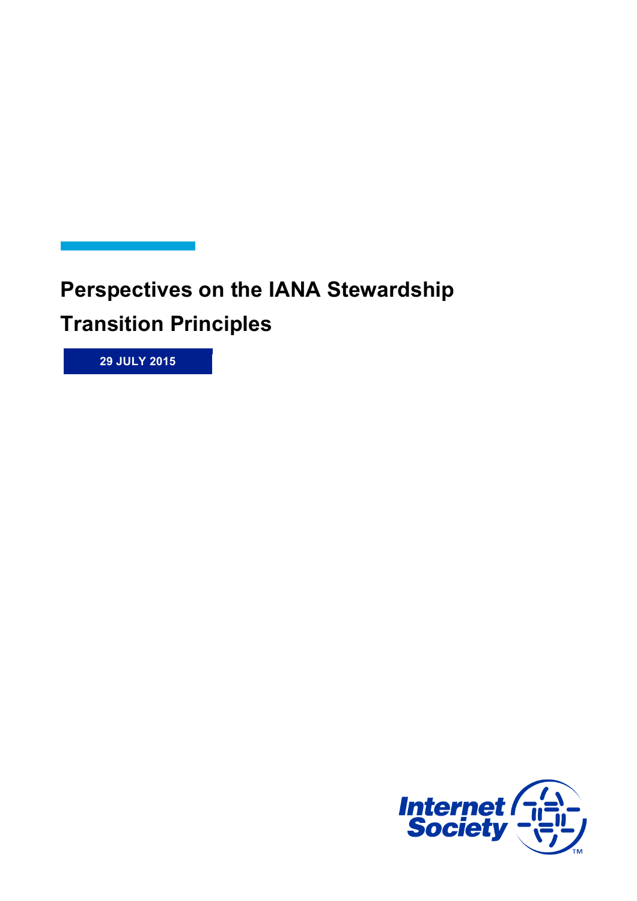# Perspectives on the IANA Stewardship Transition Principles

**29 JULY 2015**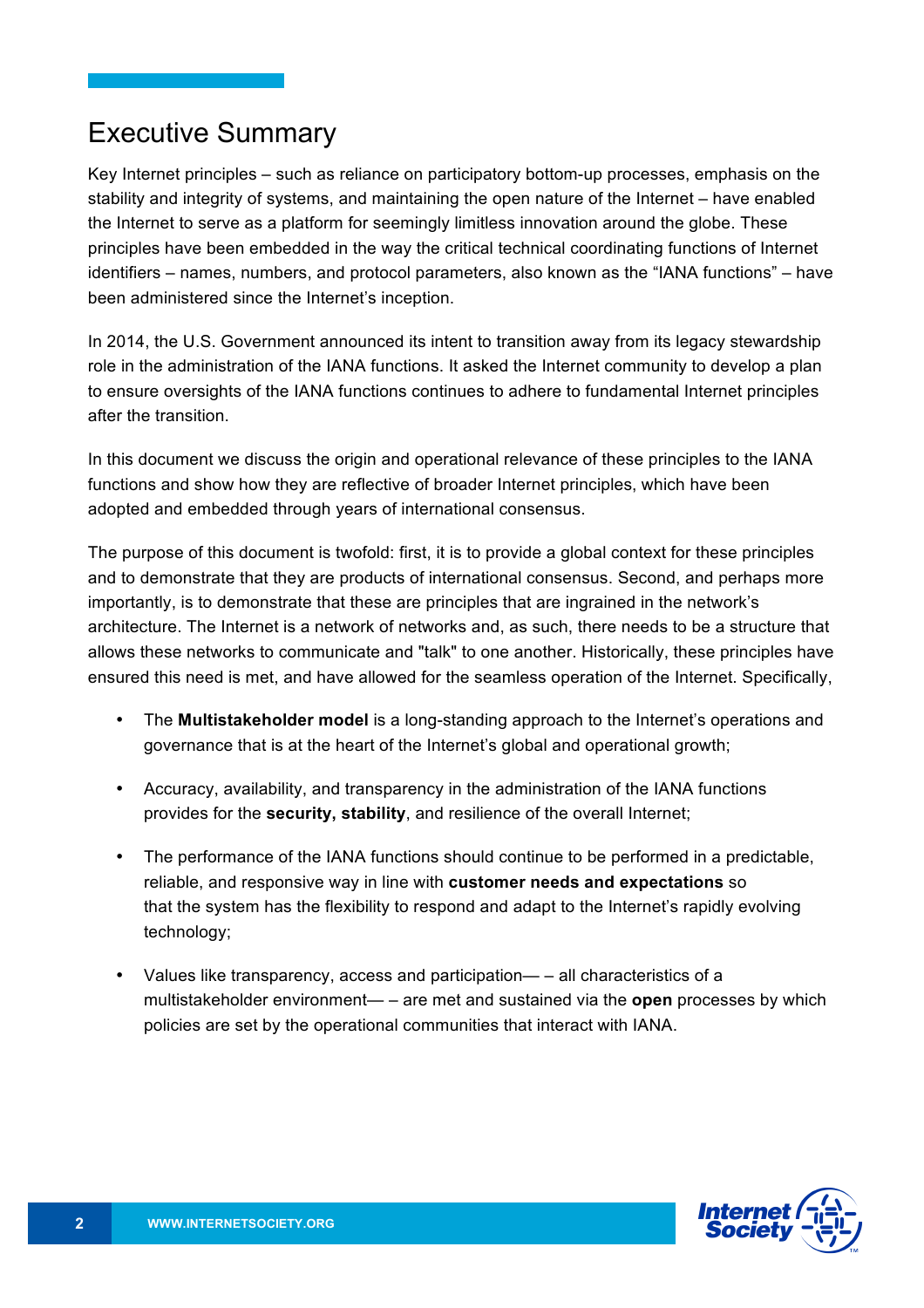# Executive Summary

Key Internet principles – such as reliance on participatory bottom-up processes, emphasis on the stability and integrity of systems, and maintaining the open nature of the Internet – have enabled the Internet to serve as a platform for seemingly limitless innovation around the globe. These principles have been embedded in the way the critical technical coordinating functions of Internet identifiers – names, numbers, and protocol parameters, also known as the "IANA functions" – have been administered since the Internet's inception.

In 2014, the U.S. Government announced its intent to transition away from its legacy stewardship role in the administration of the IANA functions. It asked the Internet community to develop a plan to ensure oversights of the IANA functions continues to adhere to fundamental Internet principles after the transition.

In this document we discuss the origin and operational relevance of these principles to the IANA functions and show how they are reflective of broader Internet principles, which have been adopted and embedded through years of international consensus.

The purpose of this document is twofold: first, it is to provide a global context for these principles and to demonstrate that they are products of international consensus. Second, and perhaps more importantly, is to demonstrate that these are principles that are ingrained in the network's architecture. The Internet is a network of networks and, as such, there needs to be a structure that allows these networks to communicate and "talk" to one another. Historically, these principles have ensured this need is met, and have allowed for the seamless operation of the Internet. Specifically,

- The **Multistakeholder model** is a long-standing approach to the Internet's operations and governance that is at the heart of the Internet's global and operational growth;
- Accuracy, availability, and transparency in the administration of the IANA functions provides for the **security, stability**, and resilience of the overall Internet;
- The performance of the IANA functions should continue to be performed in a predictable, reliable, and responsive way in line with **customer needs and expectations** so that the system has the flexibility to respond and adapt to the Internet's rapidly evolving technology;
- Values like transparency, access and participation— – all characteristics of a multistakeholder environment— – are met and sustained via the **open** processes by which policies are set by the operational communities that interact with IANA.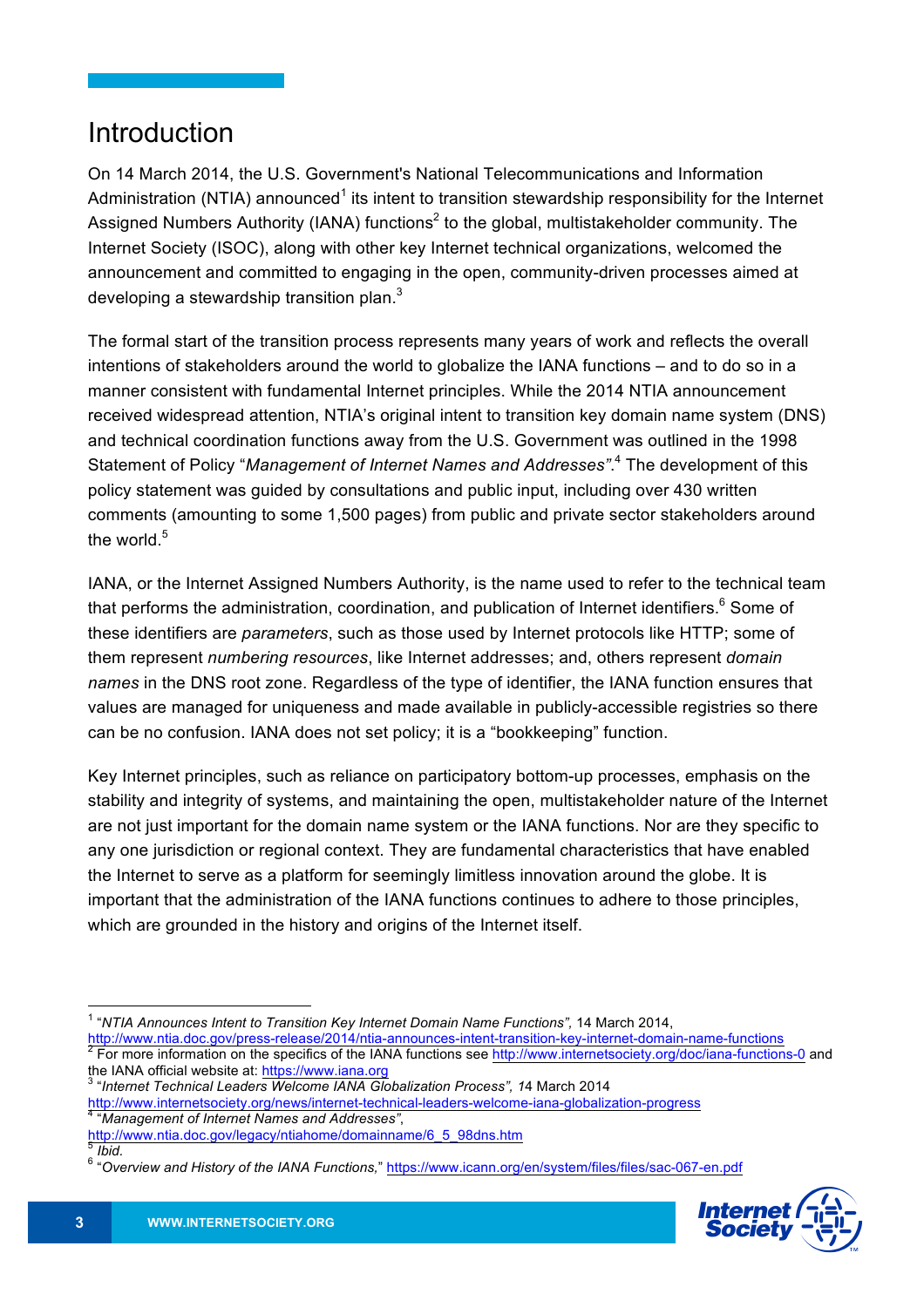# Introduction

On 14 March 2014, the U.S. Government's National Telecommunications and Information Administration (NTIA) announced[1] its intent to transition stewardship responsibility for the Internet Assigned Numbers Authority (IANA) functions[2] to the global, multistakeholder community. The Internet Society (ISOC), along with other key Internet technical organizations, welcomed the announcement and committed to engaging in the open, community-driven processes aimed at developing a stewardship transition plan.[3]

The formal start of the transition process represents many years of work and reflects the overall intentions of stakeholders around the world to globalize the IANA functions – and to do so in a manner consistent with fundamental Internet principles. While the 2014 NTIA announcement received widespread attention, NTIA's original intent to transition key domain name system (DNS) and technical coordination functions away from the U.S. Government was outlined in the 1998 Statement of Policy "*Management of Internet Names and Addresses*".[4] The development of this policy statement was guided by consultations and public input, including over 430 written comments (amounting to some 1,500 pages) from public and private sector stakeholders around the world.[5]

IANA, or the Internet Assigned Numbers Authority, is the name used to refer to the technical team that performs the administration, coordination, and publication of Internet identifiers.[6] Some of these identifiers are *parameters*, such as those used by Internet protocols like HTTP; some of them represent *numbering resources*, like Internet addresses; and, others represent *domain names* in the DNS root zone. Regardless of the type of identifier, the IANA function ensures that values are managed for uniqueness and made available in publicly-accessible registries so there can be no confusion. IANA does not set policy; it is a "bookkeeping" function.

Key Internet principles, such as reliance on participatory bottom-up processes, emphasis on the stability and integrity of systems, and maintaining the open, multistakeholder nature of the Internet are not just important for the domain name system or the IANA functions. Nor are they specific to any one jurisdiction or regional context. They are fundamental characteristics that have enabled the Internet to serve as a platform for seemingly limitless innovation around the globe. It is important that the administration of the IANA functions continues to adhere to those principles, which are grounded in the history and origins of the Internet itself.

---

[1] "*NTIA Announces Intent to Transition Key Internet Domain Name Functions",* 14 March 2014, http://www.ntia.doc.gov/press-release/2014/ntia-announces-intent-transition-key-internet-domain-name-functions

[2] For more information on the specifics of the IANA functions see http://www.internetsociety.org/doc/iana-functions-0 and the IANA official website at: https://www.iana.org

[3] "*Internet Technical Leaders Welcome IANA Globalization Process",* 14 March 2014 http://www.internetsociety.org/news/internet-technical-leaders-welcome-iana-globalization-progress

[4] "*Management of Internet Names and Addresses*", http://www.ntia.doc.gov/legacy/ntiahome/domainname/6_5_98dns.htm

[5] *Ibid.*

[6] "*Overview and History of the IANA Functions,*" https://www.icann.org/en/system/files/files/sac-067-en.pdf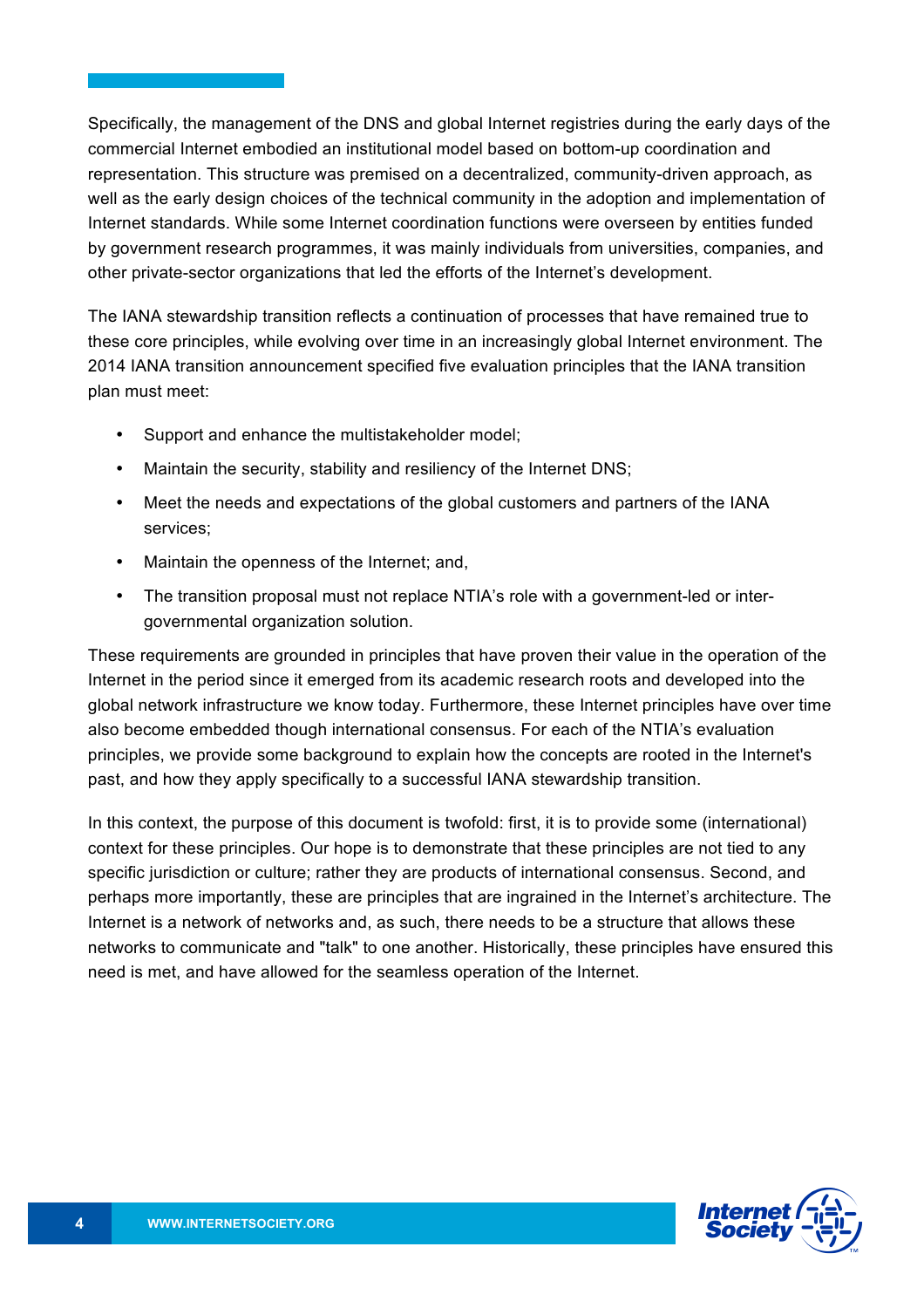Specifically, the management of the DNS and global Internet registries during the early days of the commercial Internet embodied an institutional model based on bottom-up coordination and representation. This structure was premised on a decentralized, community-driven approach, as well as the early design choices of the technical community in the adoption and implementation of Internet standards. While some Internet coordination functions were overseen by entities funded by government research programmes, it was mainly individuals from universities, companies, and other private-sector organizations that led the efforts of the Internet's development.

The IANA stewardship transition reflects a continuation of processes that have remained true to these core principles, while evolving over time in an increasingly global Internet environment. The 2014 IANA transition announcement specified five evaluation principles that the IANA transition plan must meet:

- Support and enhance the multistakeholder model;
- Maintain the security, stability and resiliency of the Internet DNS;
- Meet the needs and expectations of the global customers and partners of the IANA services;
- Maintain the openness of the Internet; and,
- The transition proposal must not replace NTIA's role with a government-led or inter-governmental organization solution.

These requirements are grounded in principles that have proven their value in the operation of the Internet in the period since it emerged from its academic research roots and developed into the global network infrastructure we know today. Furthermore, these Internet principles have over time also become embedded though international consensus. For each of the NTIA's evaluation principles, we provide some background to explain how the concepts are rooted in the Internet's past, and how they apply specifically to a successful IANA stewardship transition.

In this context, the purpose of this document is twofold: first, it is to provide some (international) context for these principles. Our hope is to demonstrate that these principles are not tied to any specific jurisdiction or culture; rather they are products of international consensus. Second, and perhaps more importantly, these are principles that are ingrained in the Internet's architecture. The Internet is a network of networks and, as such, there needs to be a structure that allows these networks to communicate and "talk" to one another. Historically, these principles have ensured this need is met, and have allowed for the seamless operation of the Internet.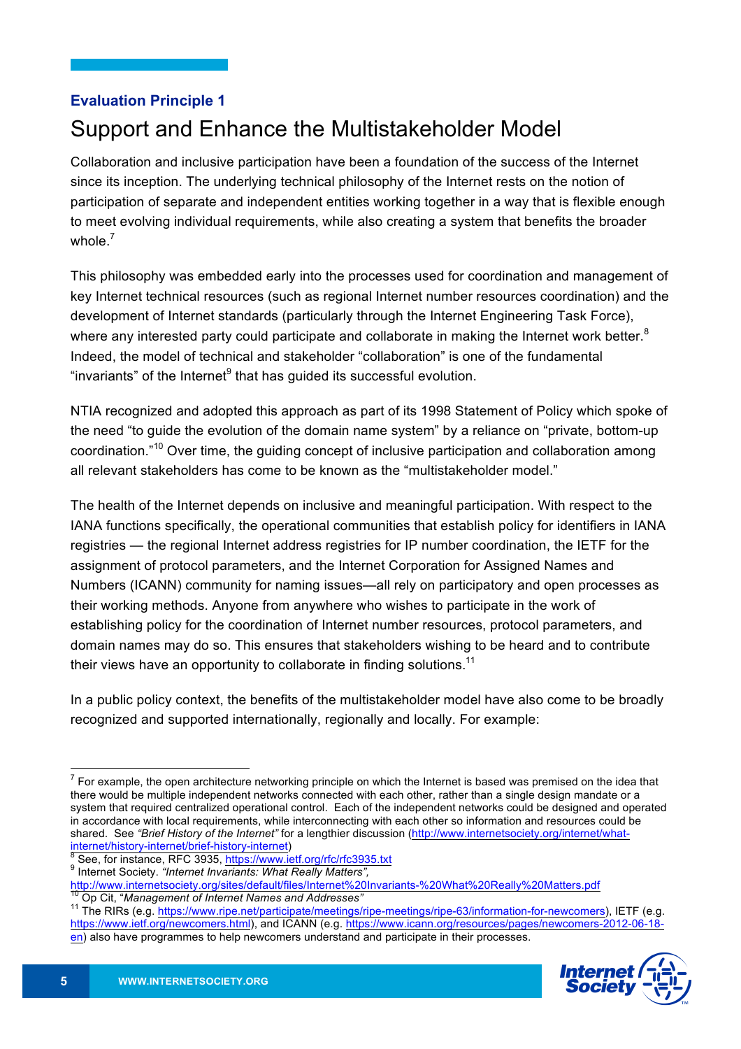**Evaluation Principle 1**

# Support and Enhance the Multistakeholder Model

Collaboration and inclusive participation have been a foundation of the success of the Internet since its inception. The underlying technical philosophy of the Internet rests on the notion of participation of separate and independent entities working together in a way that is flexible enough to meet evolving individual requirements, while also creating a system that benefits the broader whole.[7]

This philosophy was embedded early into the processes used for coordination and management of key Internet technical resources (such as regional Internet number resources coordination) and the development of Internet standards (particularly through the Internet Engineering Task Force), where any interested party could participate and collaborate in making the Internet work better.[8] Indeed, the model of technical and stakeholder "collaboration" is one of the fundamental "invariants" of the Internet[9] that has guided its successful evolution.

NTIA recognized and adopted this approach as part of its 1998 Statement of Policy which spoke of the need "to guide the evolution of the domain name system" by a reliance on "private, bottom-up coordination."[10] Over time, the guiding concept of inclusive participation and collaboration among all relevant stakeholders has come to be known as the "multistakeholder model."

The health of the Internet depends on inclusive and meaningful participation. With respect to the IANA functions specifically, the operational communities that establish policy for identifiers in IANA registries — the regional Internet address registries for IP number coordination, the IETF for the assignment of protocol parameters, and the Internet Corporation for Assigned Names and Numbers (ICANN) community for naming issues—all rely on participatory and open processes as their working methods. Anyone from anywhere who wishes to participate in the work of establishing policy for the coordination of Internet number resources, protocol parameters, and domain names may do so. This ensures that stakeholders wishing to be heard and to contribute their views have an opportunity to collaborate in finding solutions.[11]

In a public policy context, the benefits of the multistakeholder model have also come to be broadly recognized and supported internationally, regionally and locally. For example:

---

[7] For example, the open architecture networking principle on which the Internet is based was premised on the idea that there would be multiple independent networks connected with each other, rather than a single design mandate or a system that required centralized operational control. Each of the independent networks could be designed and operated in accordance with local requirements, while interconnecting with each other so information and resources could be shared. See *"Brief History of the Internet"* for a lengthier discussion (http://www.internetsociety.org/internet/what-internet/history-internet/brief-history-internet)

[8] See, for instance, RFC 3935, https://www.ietf.org/rfc/rfc3935.txt

[9] Internet Society. *"Internet Invariants: What Really Matters"*, http://www.internetsociety.org/sites/default/files/Internet%20Invariants-%20What%20Really%20Matters.pdf

[10] Op Cit, "*Management of Internet Names and Addresses"*

[11] The RIRs (e.g. https://www.ripe.net/participate/meetings/ripe-meetings/ripe-63/information-for-newcomers), IETF (e.g. https://www.ietf.org/newcomers.html), and ICANN (e.g. https://www.icann.org/resources/pages/newcomers-2012-06-18-en) also have programmes to help newcomers understand and participate in their processes.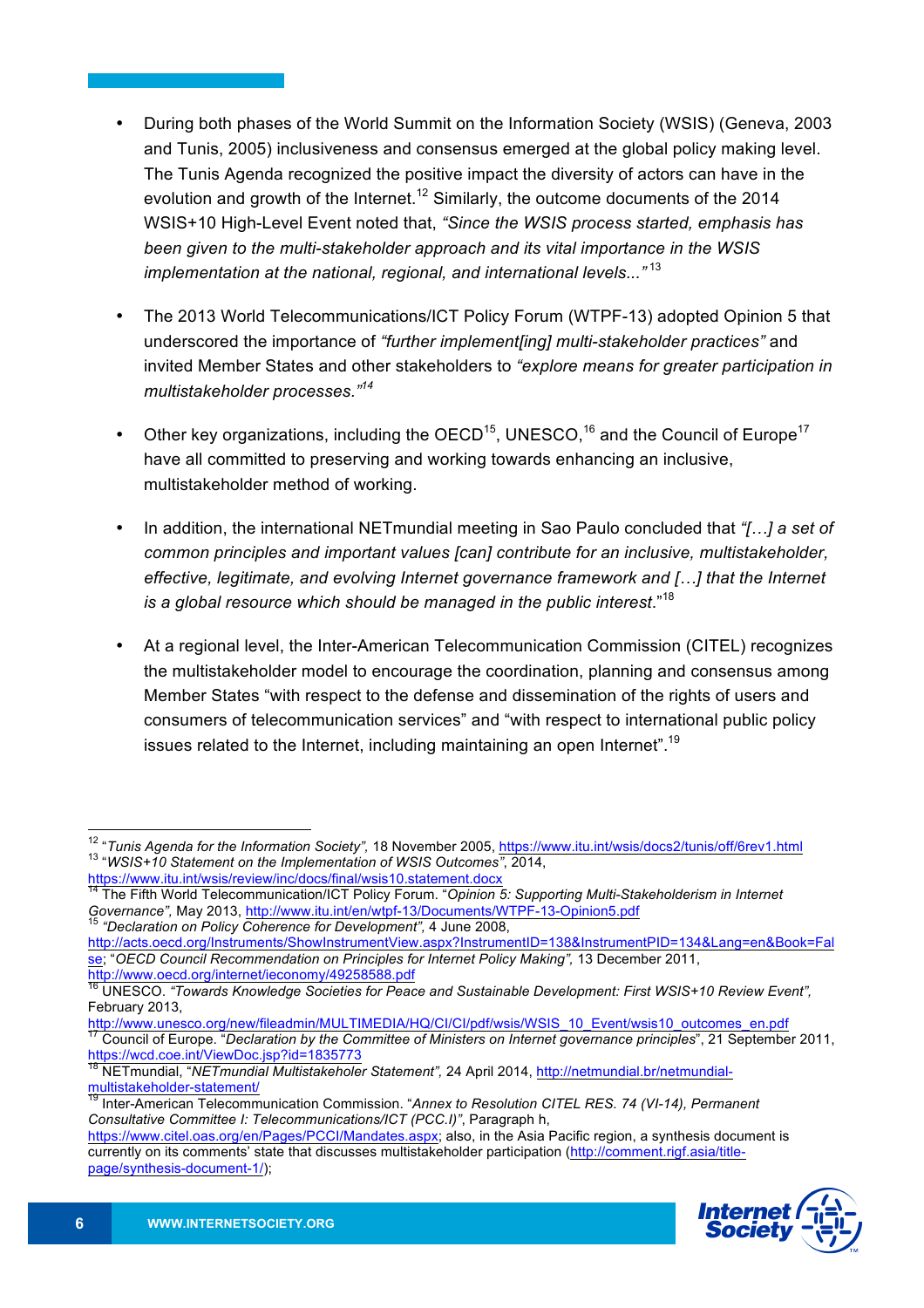- During both phases of the World Summit on the Information Society (WSIS) (Geneva, 2003 and Tunis, 2005) inclusiveness and consensus emerged at the global policy making level. The Tunis Agenda recognized the positive impact the diversity of actors can have in the evolution and growth of the Internet.[12] Similarly, the outcome documents of the 2014 WSIS+10 High-Level Event noted that, *"Since the WSIS process started, emphasis has been given to the multi-stakeholder approach and its vital importance in the WSIS implementation at the national, regional, and international levels..."*[13]

- The 2013 World Telecommunications/ICT Policy Forum (WTPF-13) adopted Opinion 5 that underscored the importance of *"further implement[ing] multi-stakeholder practices"* and invited Member States and other stakeholders to *"explore means for greater participation in multistakeholder processes."*[14]

- Other key organizations, including the OECD[15], UNESCO,[16] and the Council of Europe[17] have all committed to preserving and working towards enhancing an inclusive, multistakeholder method of working.

- In addition, the international NETmundial meeting in Sao Paulo concluded that *"[…] a set of common principles and important values [can] contribute for an inclusive, multistakeholder, effective, legitimate, and evolving Internet governance framework and […] that the Internet is a global resource which should be managed in the public interest."*[18]

- At a regional level, the Inter-American Telecommunication Commission (CITEL) recognizes the multistakeholder model to encourage the coordination, planning and consensus among Member States "with respect to the defense and dissemination of the rights of users and consumers of telecommunication services" and "with respect to international public policy issues related to the Internet, including maintaining an open Internet".[19]

---

[12] "*Tunis Agenda for the Information Society",* 18 November 2005, https://www.itu.int/wsis/docs2/tunis/off/6rev1.html

[13] "*WSIS+10 Statement on the Implementation of WSIS Outcomes*", 2014, https://www.itu.int/wsis/review/inc/docs/final/wsis10.statement.docx

[14] The Fifth World Telecommunication/ICT Policy Forum. "*Opinion 5: Supporting Multi-Stakeholderism in Internet Governance",* May 2013, http://www.itu.int/en/wtpf-13/Documents/WTPF-13-Opinion5.pdf

[15] *"Declaration on Policy Coherence for Development",* 4 June 2008, http://acts.oecd.org/Instruments/ShowInstrumentView.aspx?InstrumentID=138&InstrumentPID=134&Lang=en&Book=False; "*OECD Council Recommendation on Principles for Internet Policy Making",* 13 December 2011, http://www.oecd.org/internet/ieconomy/49258588.pdf

[16] UNESCO. *"Towards Knowledge Societies for Peace and Sustainable Development: First WSIS+10 Review Event",* February 2013, http://www.unesco.org/new/fileadmin/MULTIMEDIA/HQ/CI/CI/pdf/wsis/WSIS_10_Event/wsis10_outcomes_en.pdf

[17] Council of Europe. "*Declaration by the Committee of Ministers on Internet governance principles*", 21 September 2011, https://wcd.coe.int/ViewDoc.jsp?id=1835773

[18] NETmundial, "*NETmundial Multistakeholer Statement",* 24 April 2014, http://netmundial.br/netmundial-multistakeholder-statement/

[19] Inter-American Telecommunication Commission. "*Annex to Resolution CITEL RES. 74 (VI-14), Permanent Consultative Committee I: Telecommunications/ICT (PCC.I)"*, Paragraph h, https://www.citel.oas.org/en/Pages/PCCI/Mandates.aspx; also, in the Asia Pacific region, a synthesis document is currently on its comments' state that discusses multistakeholder participation (http://comment.rigf.asia/title-page/synthesis-document-1/);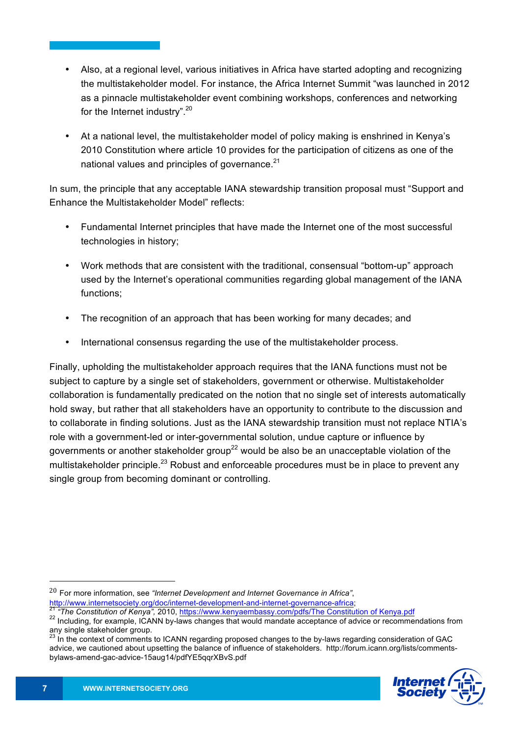- Also, at a regional level, various initiatives in Africa have started adopting and recognizing the multistakeholder model. For instance, the Africa Internet Summit "was launched in 2012 as a pinnacle multistakeholder event combining workshops, conferences and networking for the Internet industry".[20]

- At a national level, the multistakeholder model of policy making is enshrined in Kenya's 2010 Constitution where article 10 provides for the participation of citizens as one of the national values and principles of governance.[21]

In sum, the principle that any acceptable IANA stewardship transition proposal must "Support and Enhance the Multistakeholder Model" reflects:

- Fundamental Internet principles that have made the Internet one of the most successful technologies in history;

- Work methods that are consistent with the traditional, consensual "bottom-up" approach used by the Internet's operational communities regarding global management of the IANA functions;

- The recognition of an approach that has been working for many decades; and

- International consensus regarding the use of the multistakeholder process.

Finally, upholding the multistakeholder approach requires that the IANA functions must not be subject to capture by a single set of stakeholders, government or otherwise. Multistakeholder collaboration is fundamentally predicated on the notion that no single set of interests automatically hold sway, but rather that all stakeholders have an opportunity to contribute to the discussion and to collaborate in finding solutions. Just as the IANA stewardship transition must not replace NTIA's role with a government-led or inter-governmental solution, undue capture or influence by governments or another stakeholder group[22] would be also be an unacceptable violation of the multistakeholder principle.[23] Robust and enforceable procedures must be in place to prevent any single group from becoming dominant or controlling.

---

[20] For more information, see *"Internet Development and Internet Governance in Africa"*, http://www.internetsociety.org/doc/internet-development-and-internet-governance-africa;

[21] *"The Constitution of Kenya",* 2010, https://www.kenyaembassy.com/pdfs/The Constitution of Kenya.pdf

[22] Including, for example, ICANN by-laws changes that would mandate acceptance of advice or recommendations from any single stakeholder group.

[23] In the context of comments to ICANN regarding proposed changes to the by-laws regarding consideration of GAC advice, we cautioned about upsetting the balance of influence of stakeholders. http://forum.icann.org/lists/comments-bylaws-amend-gac-advice-15aug14/pdfYE5qqrXBvS.pdf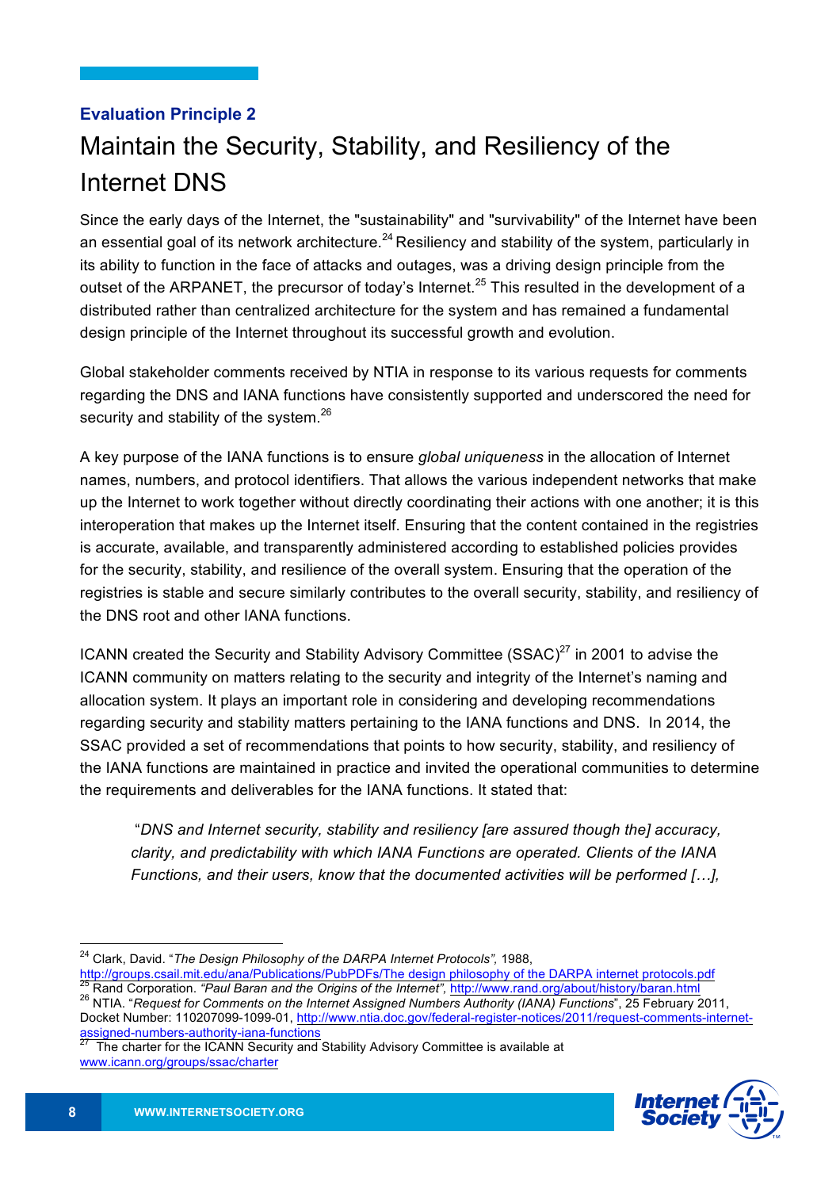**Evaluation Principle 2**

# Maintain the Security, Stability, and Resiliency of the Internet DNS

Since the early days of the Internet, the "sustainability" and "survivability" of the Internet have been an essential goal of its network architecture.[24] Resiliency and stability of the system, particularly in its ability to function in the face of attacks and outages, was a driving design principle from the outset of the ARPANET, the precursor of today's Internet.[25] This resulted in the development of a distributed rather than centralized architecture for the system and has remained a fundamental design principle of the Internet throughout its successful growth and evolution.

Global stakeholder comments received by NTIA in response to its various requests for comments regarding the DNS and IANA functions have consistently supported and underscored the need for security and stability of the system.[26]

A key purpose of the IANA functions is to ensure *global uniqueness* in the allocation of Internet names, numbers, and protocol identifiers. That allows the various independent networks that make up the Internet to work together without directly coordinating their actions with one another; it is this interoperation that makes up the Internet itself. Ensuring that the content contained in the registries is accurate, available, and transparently administered according to established policies provides for the security, stability, and resilience of the overall system. Ensuring that the operation of the registries is stable and secure similarly contributes to the overall security, stability, and resiliency of the DNS root and other IANA functions.

ICANN created the Security and Stability Advisory Committee (SSAC)[27] in 2001 to advise the ICANN community on matters relating to the security and integrity of the Internet's naming and allocation system. It plays an important role in considering and developing recommendations regarding security and stability matters pertaining to the IANA functions and DNS. In 2014, the SSAC provided a set of recommendations that points to how security, stability, and resiliency of the IANA functions are maintained in practice and invited the operational communities to determine the requirements and deliverables for the IANA functions. It stated that:

> "*DNS and Internet security, stability and resiliency [are assured though the] accuracy, clarity, and predictability with which IANA Functions are operated. Clients of the IANA Functions, and their users, know that the documented activities will be performed […],*

---

[24] Clark, David. "*The Design Philosophy of the DARPA Internet Protocols*", 1988, http://groups.csail.mit.edu/ana/Publications/PubPDFs/The design philosophy of the DARPA internet protocols.pdf

[25] Rand Corporation. *"Paul Baran and the Origins of the Internet"*, http://www.rand.org/about/history/baran.html

[26] NTIA. "*Request for Comments on the Internet Assigned Numbers Authority (IANA) Functions*", 25 February 2011, Docket Number: 110207099-1099-01, http://www.ntia.doc.gov/federal-register-notices/2011/request-comments-internet-assigned-numbers-authority-iana-functions

[27] The charter for the ICANN Security and Stability Advisory Committee is available at www.icann.org/groups/ssac/charter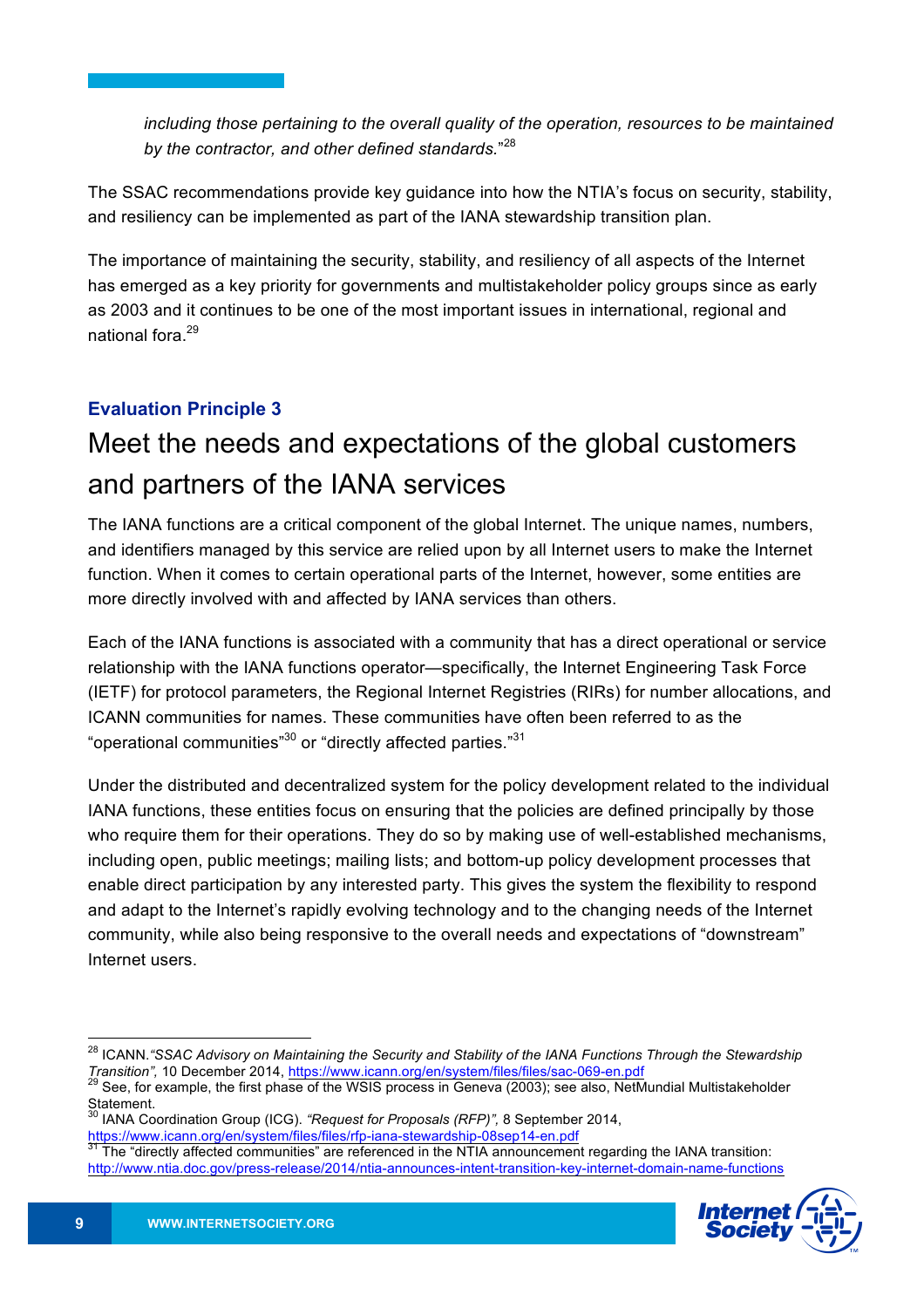*including those pertaining to the overall quality of the operation, resources to be maintained by the contractor, and other defined standards.*"[28]

The SSAC recommendations provide key guidance into how the NTIA's focus on security, stability, and resiliency can be implemented as part of the IANA stewardship transition plan.

The importance of maintaining the security, stability, and resiliency of all aspects of the Internet has emerged as a key priority for governments and multistakeholder policy groups since as early as 2003 and it continues to be one of the most important issues in international, regional and national fora.[29]

**Evaluation Principle 3**

## Meet the needs and expectations of the global customers and partners of the IANA services

The IANA functions are a critical component of the global Internet. The unique names, numbers, and identifiers managed by this service are relied upon by all Internet users to make the Internet function. When it comes to certain operational parts of the Internet, however, some entities are more directly involved with and affected by IANA services than others.

Each of the IANA functions is associated with a community that has a direct operational or service relationship with the IANA functions operator—specifically, the Internet Engineering Task Force (IETF) for protocol parameters, the Regional Internet Registries (RIRs) for number allocations, and ICANN communities for names. These communities have often been referred to as the "operational communities"[30] or "directly affected parties."[31]

Under the distributed and decentralized system for the policy development related to the individual IANA functions, these entities focus on ensuring that the policies are defined principally by those who require them for their operations. They do so by making use of well-established mechanisms, including open, public meetings; mailing lists; and bottom-up policy development processes that enable direct participation by any interested party. This gives the system the flexibility to respond and adapt to the Internet's rapidly evolving technology and to the changing needs of the Internet community, while also being responsive to the overall needs and expectations of "downstream" Internet users.

---

[28] ICANN.*"SSAC Advisory on Maintaining the Security and Stability of the IANA Functions Through the Stewardship Transition"*, 10 December 2014, https://www.icann.org/en/system/files/files/sac-069-en.pdf

[29] See, for example, the first phase of the WSIS process in Geneva (2003); see also, NetMundial Multistakeholder Statement.

[30] IANA Coordination Group (ICG). *"Request for Proposals (RFP)"*, 8 September 2014, https://www.icann.org/en/system/files/files/rfp-iana-stewardship-08sep14-en.pdf

[31] The "directly affected communities" are referenced in the NTIA announcement regarding the IANA transition: http://www.ntia.doc.gov/press-release/2014/ntia-announces-intent-transition-key-internet-domain-name-functions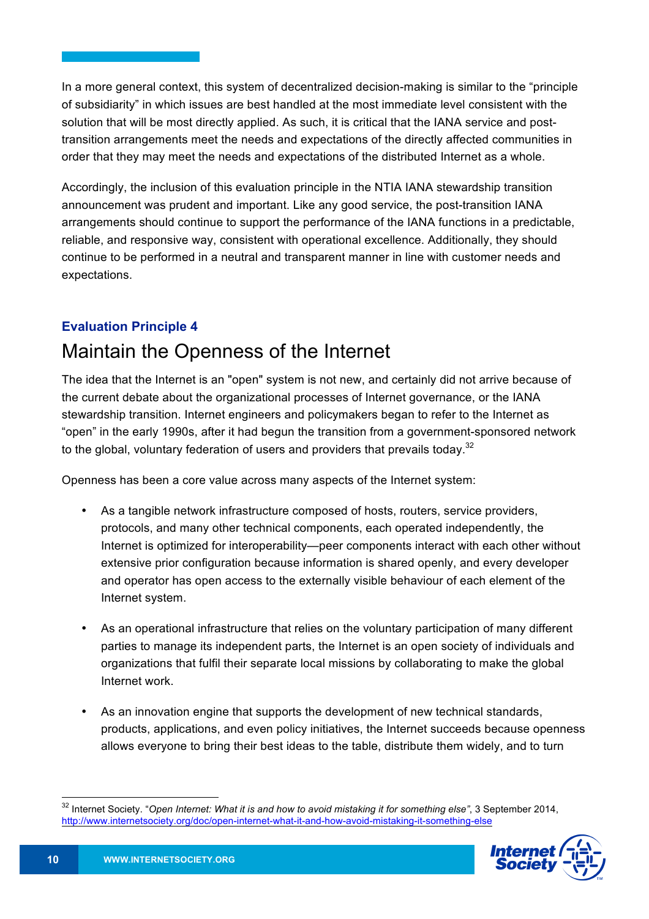In a more general context, this system of decentralized decision-making is similar to the "principle of subsidiarity" in which issues are best handled at the most immediate level consistent with the solution that will be most directly applied. As such, it is critical that the IANA service and post-transition arrangements meet the needs and expectations of the directly affected communities in order that they may meet the needs and expectations of the distributed Internet as a whole.

Accordingly, the inclusion of this evaluation principle in the NTIA IANA stewardship transition announcement was prudent and important. Like any good service, the post-transition IANA arrangements should continue to support the performance of the IANA functions in a predictable, reliable, and responsive way, consistent with operational excellence. Additionally, they should continue to be performed in a neutral and transparent manner in line with customer needs and expectations.

### Evaluation Principle 4

## Maintain the Openness of the Internet

The idea that the Internet is an "open" system is not new, and certainly did not arrive because of the current debate about the organizational processes of Internet governance, or the IANA stewardship transition. Internet engineers and policymakers began to refer to the Internet as "open" in the early 1990s, after it had begun the transition from a government-sponsored network to the global, voluntary federation of users and providers that prevails today.[32]

Openness has been a core value across many aspects of the Internet system:

- As a tangible network infrastructure composed of hosts, routers, service providers, protocols, and many other technical components, each operated independently, the Internet is optimized for interoperability—peer components interact with each other without extensive prior configuration because information is shared openly, and every developer and operator has open access to the externally visible behaviour of each element of the Internet system.

- As an operational infrastructure that relies on the voluntary participation of many different parties to manage its independent parts, the Internet is an open society of individuals and organizations that fulfil their separate local missions by collaborating to make the global Internet work.

- As an innovation engine that supports the development of new technical standards, products, applications, and even policy initiatives, the Internet succeeds because openness allows everyone to bring their best ideas to the table, distribute them widely, and to turn

[32] Internet Society. "*Open Internet: What it is and how to avoid mistaking it for something else*", 3 September 2014, http://www.internetsociety.org/doc/open-internet-what-it-and-how-avoid-mistaking-it-something-else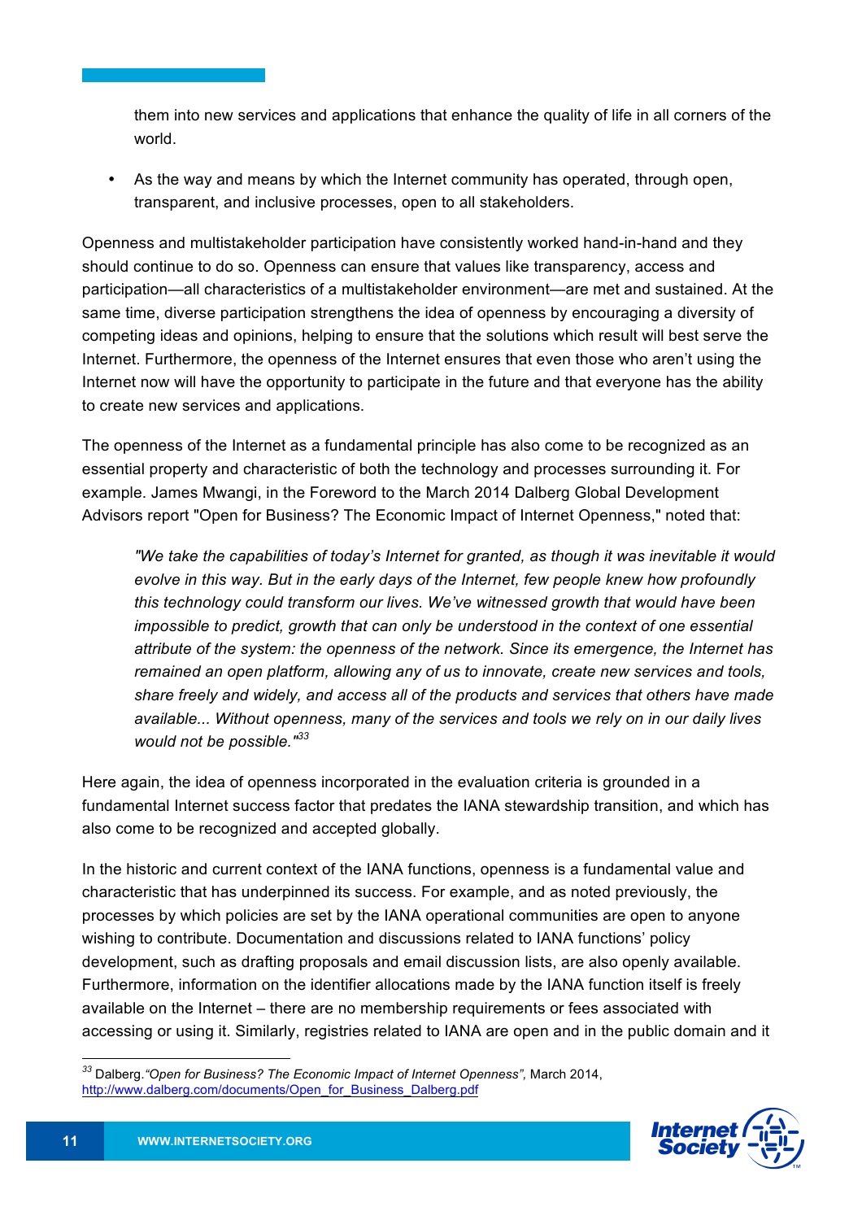them into new services and applications that enhance the quality of life in all corners of the world.

- As the way and means by which the Internet community has operated, through open, transparent, and inclusive processes, open to all stakeholders.

Openness and multistakeholder participation have consistently worked hand-in-hand and they should continue to do so. Openness can ensure that values like transparency, access and participation—all characteristics of a multistakeholder environment—are met and sustained. At the same time, diverse participation strengthens the idea of openness by encouraging a diversity of competing ideas and opinions, helping to ensure that the solutions which result will best serve the Internet. Furthermore, the openness of the Internet ensures that even those who aren't using the Internet now will have the opportunity to participate in the future and that everyone has the ability to create new services and applications.

The openness of the Internet as a fundamental principle has also come to be recognized as an essential property and characteristic of both the technology and processes surrounding it. For example. James Mwangi, in the Foreword to the March 2014 Dalberg Global Development Advisors report "Open for Business? The Economic Impact of Internet Openness," noted that:

> *"We take the capabilities of today's Internet for granted, as though it was inevitable it would evolve in this way. But in the early days of the Internet, few people knew how profoundly this technology could transform our lives. We've witnessed growth that would have been impossible to predict, growth that can only be understood in the context of one essential attribute of the system: the openness of the network. Since its emergence, the Internet has remained an open platform, allowing any of us to innovate, create new services and tools, share freely and widely, and access all of the products and services that others have made available... Without openness, many of the services and tools we rely on in our daily lives would not be possible."*[33]

Here again, the idea of openness incorporated in the evaluation criteria is grounded in a fundamental Internet success factor that predates the IANA stewardship transition, and which has also come to be recognized and accepted globally.

In the historic and current context of the IANA functions, openness is a fundamental value and characteristic that has underpinned its success. For example, and as noted previously, the processes by which policies are set by the IANA operational communities are open to anyone wishing to contribute. Documentation and discussions related to IANA functions' policy development, such as drafting proposals and email discussion lists, are also openly available. Furthermore, information on the identifier allocations made by the IANA function itself is freely available on the Internet – there are no membership requirements or fees associated with accessing or using it. Similarly, registries related to IANA are open and in the public domain and it

---

[33] Dalberg.*"Open for Business? The Economic Impact of Internet Openness"*, March 2014, http://www.dalberg.com/documents/Open_for_Business_Dalberg.pdf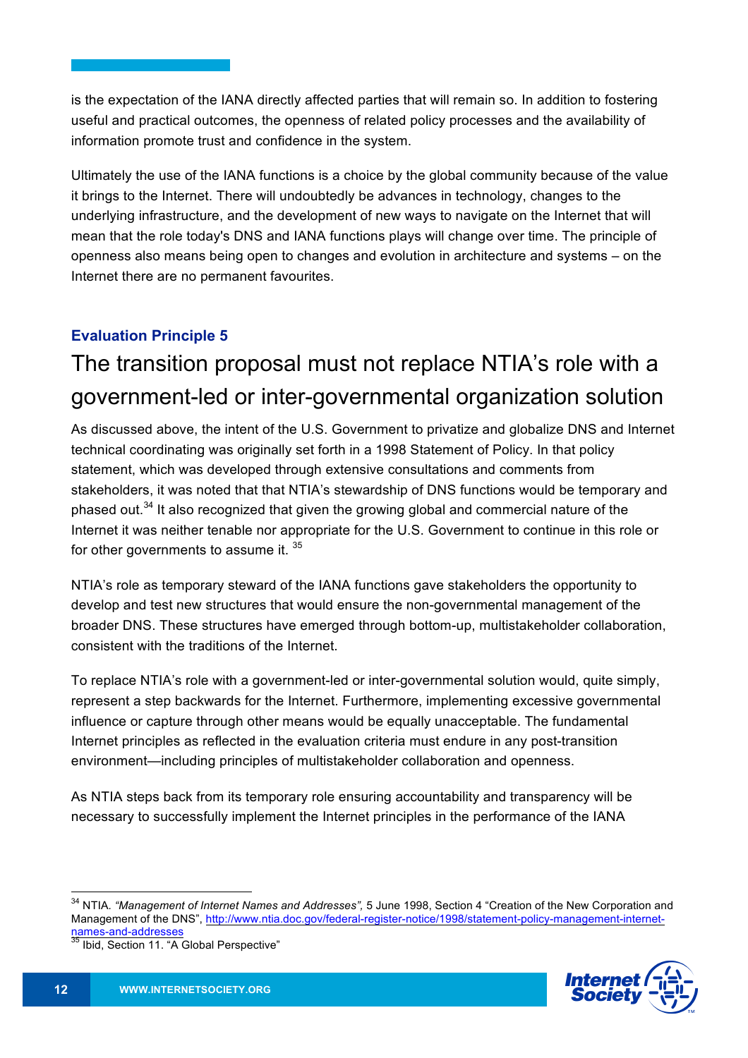is the expectation of the IANA directly affected parties that will remain so. In addition to fostering useful and practical outcomes, the openness of related policy processes and the availability of information promote trust and confidence in the system.

Ultimately the use of the IANA functions is a choice by the global community because of the value it brings to the Internet. There will undoubtedly be advances in technology, changes to the underlying infrastructure, and the development of new ways to navigate on the Internet that will mean that the role today's DNS and IANA functions plays will change over time. The principle of openness also means being open to changes and evolution in architecture and systems – on the Internet there are no permanent favourites.

### Evaluation Principle 5

## The transition proposal must not replace NTIA's role with a government-led or inter-governmental organization solution

As discussed above, the intent of the U.S. Government to privatize and globalize DNS and Internet technical coordinating was originally set forth in a 1998 Statement of Policy. In that policy statement, which was developed through extensive consultations and comments from stakeholders, it was noted that that NTIA's stewardship of DNS functions would be temporary and phased out.[34] It also recognized that given the growing global and commercial nature of the Internet it was neither tenable nor appropriate for the U.S. Government to continue in this role or for other governments to assume it. [35]

NTIA's role as temporary steward of the IANA functions gave stakeholders the opportunity to develop and test new structures that would ensure the non-governmental management of the broader DNS. These structures have emerged through bottom-up, multistakeholder collaboration, consistent with the traditions of the Internet.

To replace NTIA's role with a government-led or inter-governmental solution would, quite simply, represent a step backwards for the Internet. Furthermore, implementing excessive governmental influence or capture through other means would be equally unacceptable. The fundamental Internet principles as reflected in the evaluation criteria must endure in any post-transition environment—including principles of multistakeholder collaboration and openness.

As NTIA steps back from its temporary role ensuring accountability and transparency will be necessary to successfully implement the Internet principles in the performance of the IANA

---

[34] NTIA. *"Management of Internet Names and Addresses"*, 5 June 1998, Section 4 "Creation of the New Corporation and Management of the DNS", http://www.ntia.doc.gov/federal-register-notice/1998/statement-policy-management-internet-names-and-addresses

[35] Ibid, Section 11. "A Global Perspective"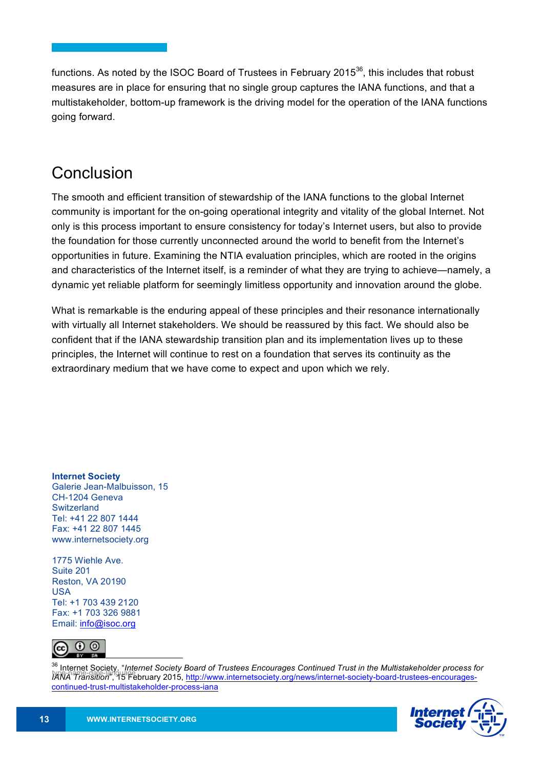functions. As noted by the ISOC Board of Trustees in February 2015[36], this includes that robust measures are in place for ensuring that no single group captures the IANA functions, and that a multistakeholder, bottom-up framework is the driving model for the operation of the IANA functions going forward.

## Conclusion

The smooth and efficient transition of stewardship of the IANA functions to the global Internet community is important for the on-going operational integrity and vitality of the global Internet. Not only is this process important to ensure consistency for today's Internet users, but also to provide the foundation for those currently unconnected around the world to benefit from the Internet's opportunities in future. Examining the NTIA evaluation principles, which are rooted in the origins and characteristics of the Internet itself, is a reminder of what they are trying to achieve—namely, a dynamic yet reliable platform for seemingly limitless opportunity and innovation around the globe.

What is remarkable is the enduring appeal of these principles and their resonance internationally with virtually all Internet stakeholders. We should be reassured by this fact. We should also be confident that if the IANA stewardship transition plan and its implementation lives up to these principles, the Internet will continue to rest on a foundation that serves its continuity as the extraordinary medium that we have come to expect and upon which we rely.

**Internet Society**
Galerie Jean-Malbuisson, 15
CH-1204 Geneva
Switzerland
Tel: +41 22 807 1444
Fax: +41 22 807 1445
www.internetsociety.org

1775 Wiehle Ave.
Suite 201
Reston, VA 20190
USA
Tel: +1 703 439 2120
Fax: +1 703 326 9881
Email: info@isoc.org

[36] Internet Society, "*Internet Society Board of Trustees Encourages Continued Trust in the Multistakeholder process for IANA Transition*", 15 February 2015, http://www.internetsociety.org/news/internet-society-board-trustees-encourages-continued-trust-multistakeholder-process-iana